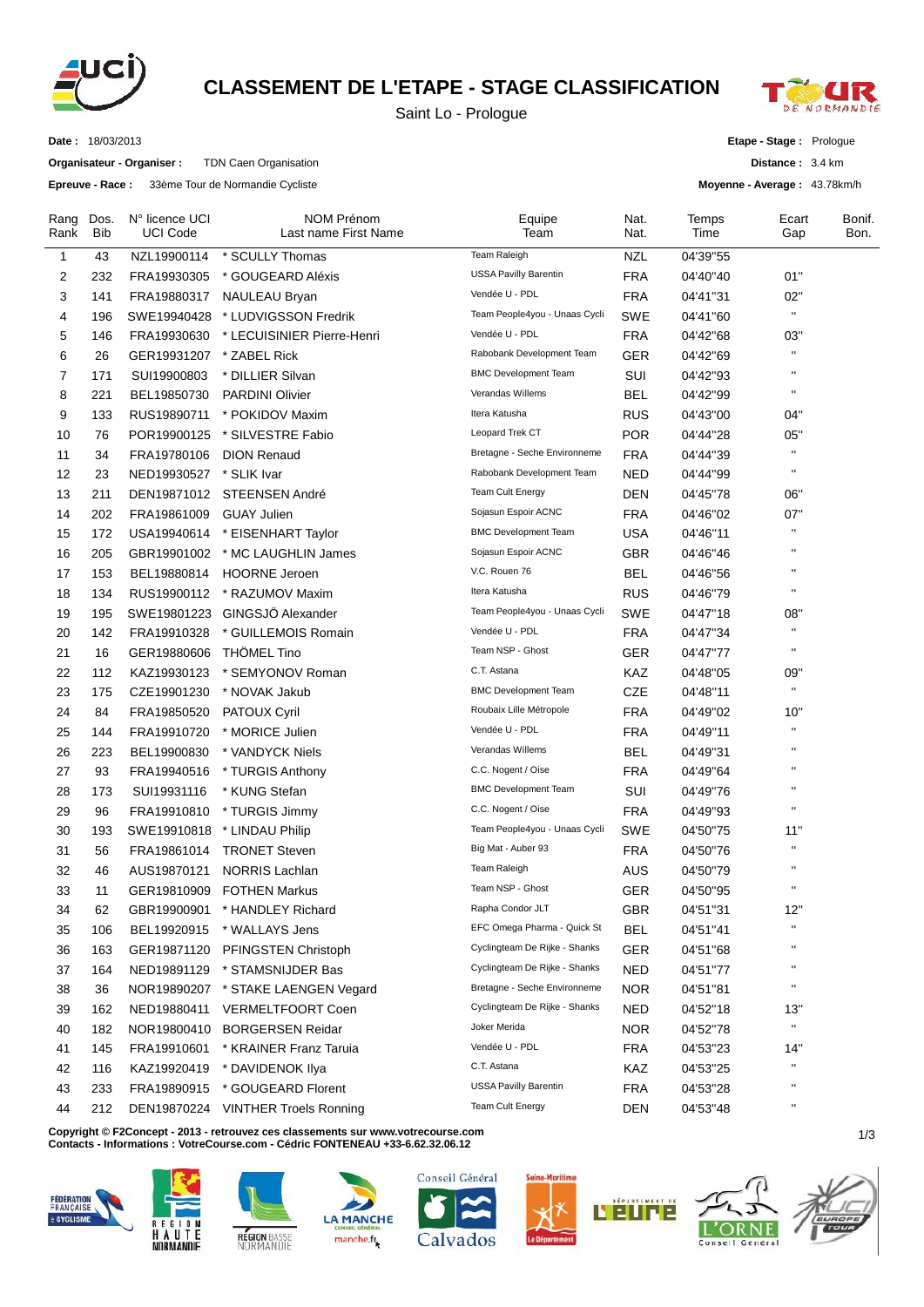# CLASSEMENT DE L'ETAPE - STAGE CLASSIFICATION

Saint Lo - Prologue

**Date :** 18/03/2013

**Organisateur - Organiser :** TDN Caen Organisation

**Epreuve - Race :** 33ème Tour de Normandie Cycliste

**Etape - Stage :** Prologue

**Distance :** 3.4 km

**Moyenne - Average :** 43.78km/h

| Rang Rank | Dos. Bib | N° licence UCI UCI Code | NOM Prénom Last name First Name | Equipe Team | Nat. Nat. | Temps Time | Ecart Gap | Bonif. Bon. |
|---|---|---|---|---|---|---|---|---|
| 1 | 43 | NZL19900114 | * SCULLY Thomas | Team Raleigh | NZL | 04'39''55 | | |
| 2 | 232 | FRA19930305 | * GOUGEARD Aléxis | USSA Pavilly Barentin | FRA | 04'40''40 | 01'' | |
| 3 | 141 | FRA19880317 | NAULEAU Bryan | Vendée U - PDL | FRA | 04'41''31 | 02'' | |
| 4 | 196 | SWE19940428 | * LUDVIGSSON Fredrik | Team People4you - Unaas Cycli | SWE | 04'41''60 | '' | |
| 5 | 146 | FRA19930630 | * LECUISINIER Pierre-Henri | Vendée U - PDL | FRA | 04'42''68 | 03'' | |
| 6 | 26 | GER19931207 | * ZABEL Rick | Rabobank Development Team | GER | 04'42''69 | '' | |
| 7 | 171 | SUI19900803 | * DILLIER Silvan | BMC Development Team | SUI | 04'42''93 | '' | |
| 8 | 221 | BEL19850730 | PARDINI Olivier | Verandas Willems | BEL | 04'42''99 | '' | |
| 9 | 133 | RUS19890711 | * POKIDOV Maxim | Itera Katusha | RUS | 04'43''00 | 04'' | |
| 10 | 76 | POR19900125 | * SILVESTRE Fabio | Leopard Trek CT | POR | 04'44''28 | 05'' | |
| 11 | 34 | FRA19780106 | DION Renaud | Bretagne - Seche Environneme | FRA | 04'44''39 | '' | |
| 12 | 23 | NED19930527 | * SLIK Ivar | Rabobank Development Team | NED | 04'44''99 | '' | |
| 13 | 211 | DEN19871012 | STEENSEN André | Team Cult Energy | DEN | 04'45''78 | 06'' | |
| 14 | 202 | FRA19861009 | GUAY Julien | Sojasun Espoir ACNC | FRA | 04'46''02 | 07'' | |
| 15 | 172 | USA19940614 | * EISENHART Taylor | BMC Development Team | USA | 04'46''11 | '' | |
| 16 | 205 | GBR19901002 | * MC LAUGHLIN James | Sojasun Espoir ACNC | GBR | 04'46''46 | '' | |
| 17 | 153 | BEL19880814 | HOORNE Jeroen | V.C. Rouen 76 | BEL | 04'46''56 | '' | |
| 18 | 134 | RUS19900112 | * RAZUMOV Maxim | Itera Katusha | RUS | 04'46''79 | '' | |
| 19 | 195 | SWE19801223 | GINGSJÖ Alexander | Team People4you - Unaas Cycli | SWE | 04'47''18 | 08'' | |
| 20 | 142 | FRA19910328 | * GUILLEMOIS Romain | Vendée U - PDL | FRA | 04'47''34 | '' | |
| 21 | 16 | GER19880606 | THÖMEL Tino | Team NSP - Ghost | GER | 04'47''77 | '' | |
| 22 | 112 | KAZ19930123 | * SEMYONOV Roman | C.T. Astana | KAZ | 04'48''05 | 09'' | |
| 23 | 175 | CZE19901230 | * NOVAK Jakub | BMC Development Team | CZE | 04'48''11 | '' | |
| 24 | 84 | FRA19850520 | PATOUX Cyril | Roubaix Lille Métropole | FRA | 04'49''02 | 10'' | |
| 25 | 144 | FRA19910720 | * MORICE Julien | Vendée U - PDL | FRA | 04'49''11 | '' | |
| 26 | 223 | BEL19900830 | * VANDYCK Niels | Verandas Willems | BEL | 04'49''31 | '' | |
| 27 | 93 | FRA19940516 | * TURGIS Anthony | C.C. Nogent / Oise | FRA | 04'49''64 | '' | |
| 28 | 173 | SUI19931116 | * KUNG Stefan | BMC Development Team | SUI | 04'49''76 | '' | |
| 29 | 96 | FRA19910810 | * TURGIS Jimmy | C.C. Nogent / Oise | FRA | 04'49''93 | '' | |
| 30 | 193 | SWE19910818 | * LINDAU Philip | Team People4you - Unaas Cycli | SWE | 04'50''75 | 11'' | |
| 31 | 56 | FRA19861014 | TRONET Steven | Big Mat - Auber 93 | FRA | 04'50''76 | '' | |
| 32 | 46 | AUS19870121 | NORRIS Lachlan | Team Raleigh | AUS | 04'50''79 | '' | |
| 33 | 11 | GER19810909 | FOTHEN Markus | Team NSP - Ghost | GER | 04'50''95 | '' | |
| 34 | 62 | GBR19900901 | * HANDLEY Richard | Rapha Condor JLT | GBR | 04'51''31 | 12'' | |
| 35 | 106 | BEL19920915 | * WALLAYS Jens | EFC Omega Pharma - Quick St | BEL | 04'51''41 | '' | |
| 36 | 163 | GER19871120 | PFINGSTEN Christoph | Cyclingteam De Rijke - Shanks | GER | 04'51''68 | '' | |
| 37 | 164 | NED19891129 | * STAMSNIJDER Bas | Cyclingteam De Rijke - Shanks | NED | 04'51''77 | '' | |
| 38 | 36 | NOR19890207 | * STAKE LAENGEN Vegard | Bretagne - Seche Environneme | NOR | 04'51''81 | '' | |
| 39 | 162 | NED19880411 | VERMELTFOORT Coen | Cyclingteam De Rijke - Shanks | NED | 04'52''18 | 13'' | |
| 40 | 182 | NOR19800410 | BORGERSEN Reidar | Joker Merida | NOR | 04'52''78 | '' | |
| 41 | 145 | FRA19910601 | * KRAINER Franz Taruia | Vendée U - PDL | FRA | 04'53''23 | 14'' | |
| 42 | 116 | KAZ19920419 | * DAVIDENOK Ilya | C.T. Astana | KAZ | 04'53''25 | '' | |
| 43 | 233 | FRA19890915 | * GOUGEARD Florent | USSA Pavilly Barentin | FRA | 04'53''28 | '' | |
| 44 | 212 | DEN19870224 | VINTHER Troels Ronning | Team Cult Energy | DEN | 04'53''48 | '' | |

**Copyright © F2Concept - 2013 - retrouvez ces classements sur www.votrecourse.com**
**Contacts - Informations : VotreCourse.com - Cédric FONTENEAU +33-6.62.32.06.12**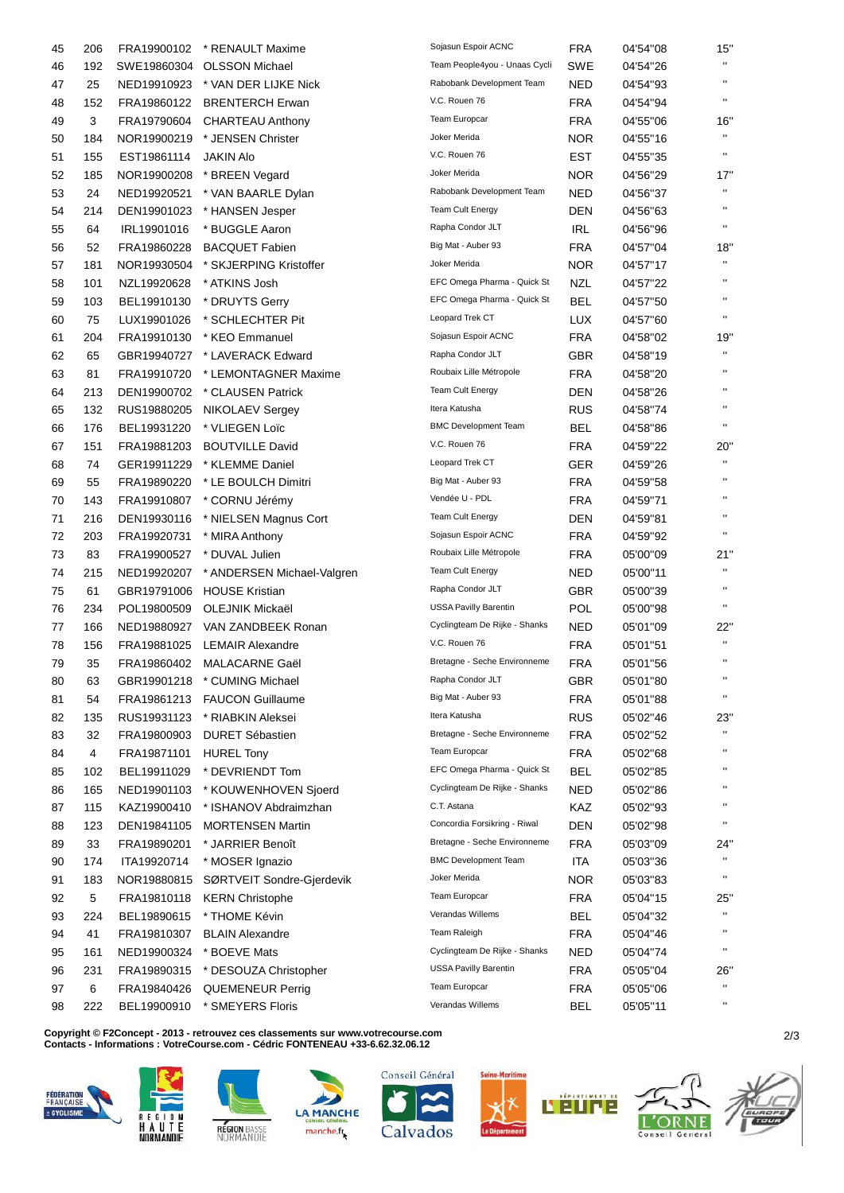| | | | | | | | |
|---|---|---|---|---|---|---|---|
| 45 | 206 | FRA19900102 | * RENAULT Maxime | Sojasun Espoir ACNC | FRA | 04'54''08 | 15'' |
| 46 | 192 | SWE19860304 | OLSSON Michael | Team People4you - Unaas Cycli | SWE | 04'54''26 | '' |
| 47 | 25 | NED19910923 | * VAN DER LIJKE Nick | Rabobank Development Team | NED | 04'54''93 | '' |
| 48 | 152 | FRA19860122 | BRENTERCH Erwan | V.C. Rouen 76 | FRA | 04'54''94 | '' |
| 49 | 3 | FRA19790604 | CHARTEAU Anthony | Team Europcar | FRA | 04'55''06 | 16'' |
| 50 | 184 | NOR19900219 | * JENSEN Christer | Joker Merida | NOR | 04'55''16 | '' |
| 51 | 155 | EST19861114 | JAKIN Alo | V.C. Rouen 76 | EST | 04'55''35 | '' |
| 52 | 185 | NOR19900208 | * BREEN Vegard | Joker Merida | NOR | 04'56''29 | 17'' |
| 53 | 24 | NED19920521 | * VAN BAARLE Dylan | Rabobank Development Team | NED | 04'56''37 | '' |
| 54 | 214 | DEN19901023 | * HANSEN Jesper | Team Cult Energy | DEN | 04'56''63 | '' |
| 55 | 64 | IRL19901016 | * BUGGLE Aaron | Rapha Condor JLT | IRL | 04'56''96 | '' |
| 56 | 52 | FRA19860228 | BACQUET Fabien | Big Mat - Auber 93 | FRA | 04'57''04 | 18'' |
| 57 | 181 | NOR19930504 | * SKJERPING Kristoffer | Joker Merida | NOR | 04'57''17 | '' |
| 58 | 101 | NZL19920628 | * ATKINS Josh | EFC Omega Pharma - Quick St | NZL | 04'57''22 | '' |
| 59 | 103 | BEL19910130 | * DRUYTS Gerry | EFC Omega Pharma - Quick St | BEL | 04'57''50 | '' |
| 60 | 75 | LUX19901026 | * SCHLECHTER Pit | Leopard Trek CT | LUX | 04'57''60 | '' |
| 61 | 204 | FRA19910130 | * KEO Emmanuel | Sojasun Espoir ACNC | FRA | 04'58''02 | 19'' |
| 62 | 65 | GBR19940727 | * LAVERACK Edward | Rapha Condor JLT | GBR | 04'58''19 | '' |
| 63 | 81 | FRA19910720 | * LEMONTAGNER Maxime | Roubaix Lille Métropole | FRA | 04'58''20 | '' |
| 64 | 213 | DEN19900702 | * CLAUSEN Patrick | Team Cult Energy | DEN | 04'58''26 | '' |
| 65 | 132 | RUS19880205 | NIKOLAEV Sergey | Itera Katusha | RUS | 04'58''74 | '' |
| 66 | 176 | BEL19931220 | * VLIEGEN Loïc | BMC Development Team | BEL | 04'58''86 | '' |
| 67 | 151 | FRA19881203 | BOUTVILLE David | V.C. Rouen 76 | FRA | 04'59''22 | 20'' |
| 68 | 74 | GER19911229 | * KLEMME Daniel | Leopard Trek CT | GER | 04'59''26 | '' |
| 69 | 55 | FRA19890220 | * LE BOULCH Dimitri | Big Mat - Auber 93 | FRA | 04'59''58 | '' |
| 70 | 143 | FRA19910807 | * CORNU Jérémy | Vendée U - PDL | FRA | 04'59''71 | '' |
| 71 | 216 | DEN19930116 | * NIELSEN Magnus Cort | Team Cult Energy | DEN | 04'59''81 | '' |
| 72 | 203 | FRA19920731 | * MIRA Anthony | Sojasun Espoir ACNC | FRA | 04'59''92 | '' |
| 73 | 83 | FRA19900527 | * DUVAL Julien | Roubaix Lille Métropole | FRA | 05'00''09 | 21'' |
| 74 | 215 | NED19920207 | * ANDERSEN Michael-Valgren | Team Cult Energy | NED | 05'00''11 | '' |
| 75 | 61 | GBR19791006 | HOUSE Kristian | Rapha Condor JLT | GBR | 05'00''39 | '' |
| 76 | 234 | POL19800509 | OLEJNIK Mickaël | USSA Pavilly Barentin | POL | 05'00''98 | '' |
| 77 | 166 | NED19880927 | VAN ZANDBEEK Ronan | Cyclingteam De Rijke - Shanks | NED | 05'01''09 | 22'' |
| 78 | 156 | FRA19881025 | LEMAIR Alexandre | V.C. Rouen 76 | FRA | 05'01''51 | '' |
| 79 | 35 | FRA19860402 | MALACARNE Gaël | Bretagne - Seche Environneme | FRA | 05'01''56 | '' |
| 80 | 63 | GBR19901218 | * CUMING Michael | Rapha Condor JLT | GBR | 05'01''80 | '' |
| 81 | 54 | FRA19861213 | FAUCON Guillaume | Big Mat - Auber 93 | FRA | 05'01''88 | '' |
| 82 | 135 | RUS19931123 | * RIABKIN Aleksei | Itera Katusha | RUS | 05'02''46 | 23'' |
| 83 | 32 | FRA19800903 | DURET Sébastien | Bretagne - Seche Environneme | FRA | 05'02''52 | '' |
| 84 | 4 | FRA19871101 | HUREL Tony | Team Europcar | FRA | 05'02''68 | '' |
| 85 | 102 | BEL19911029 | * DEVRIENDT Tom | EFC Omega Pharma - Quick St | BEL | 05'02''85 | '' |
| 86 | 165 | NED19901103 | * KOUWENHOVEN Sjoerd | Cyclingteam De Rijke - Shanks | NED | 05'02''86 | '' |
| 87 | 115 | KAZ19900410 | * ISHANOV Abdraimzhan | C.T. Astana | KAZ | 05'02''93 | '' |
| 88 | 123 | DEN19841105 | MORTENSEN Martin | Concordia Forsikring - Riwal | DEN | 05'02''98 | '' |
| 89 | 33 | FRA19890201 | * JARRIER Benoît | Bretagne - Seche Environneme | FRA | 05'03''09 | 24'' |
| 90 | 174 | ITA19920714 | * MOSER Ignazio | BMC Development Team | ITA | 05'03''36 | '' |
| 91 | 183 | NOR19880815 | SØRTVEIT Sondre-Gjerdevik | Joker Merida | NOR | 05'03''83 | '' |
| 92 | 5 | FRA19810118 | KERN Christophe | Team Europcar | FRA | 05'04''15 | 25'' |
| 93 | 224 | BEL19890615 | * THOME Kévin | Verandas Willems | BEL | 05'04''32 | '' |
| 94 | 41 | FRA19810307 | BLAIN Alexandre | Team Raleigh | FRA | 05'04''46 | '' |
| 95 | 161 | NED19900324 | * BOEVE Mats | Cyclingteam De Rijke - Shanks | NED | 05'04''74 | '' |
| 96 | 231 | FRA19890315 | * DESOUZA Christopher | USSA Pavilly Barentin | FRA | 05'05''04 | 26'' |
| 97 | 6 | FRA19840426 | QUEMENEUR Perrig | Team Europcar | FRA | 05'05''06 | '' |
| 98 | 222 | BEL19900910 | * SMEYERS Floris | Verandas Willems | BEL | 05'05''11 | '' |

**Copyright © F2Concept - 2013 - retrouvez ces classements sur www.votrecourse.com**
**Contacts - Informations : VotreCourse.com - Cédric FONTENEAU +33-6.62.32.06.12**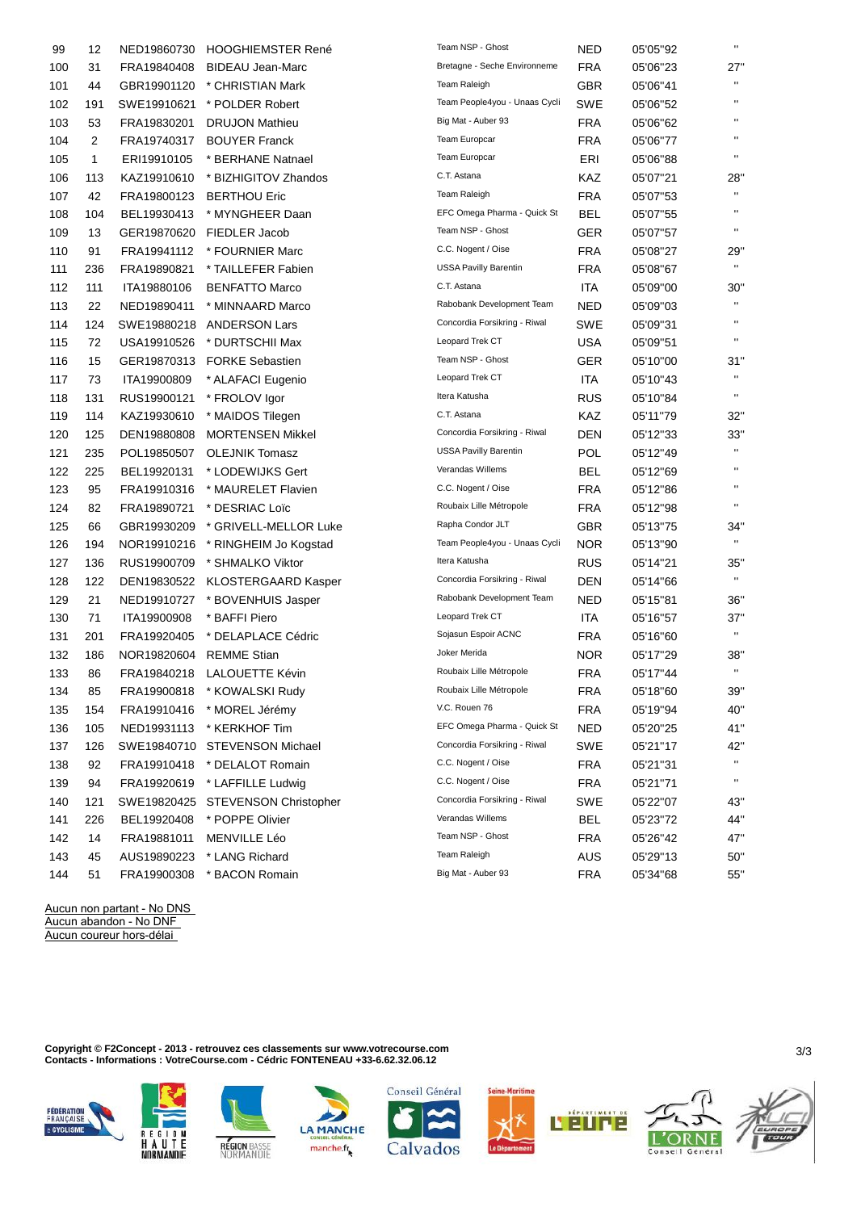| | | | | | | | |
|---|---|---|---|---|---|---|---|
| 99 | 12 | NED19860730 | HOOGHIEMSTER René | Team NSP - Ghost | NED | 05'05"92 | " |
| 100 | 31 | FRA19840408 | BIDEAU Jean-Marc | Bretagne - Seche Environneme | FRA | 05'06"23 | 27" |
| 101 | 44 | GBR19901120 | * CHRISTIAN Mark | Team Raleigh | GBR | 05'06"41 | " |
| 102 | 191 | SWE19910621 | * POLDER Robert | Team People4you - Unaas Cycli | SWE | 05'06"52 | " |
| 103 | 53 | FRA19830201 | DRUJON Mathieu | Big Mat - Auber 93 | FRA | 05'06"62 | " |
| 104 | 2 | FRA19740317 | BOUYER Franck | Team Europcar | FRA | 05'06"77 | " |
| 105 | 1 | ERI19910105 | * BERHANE Natnael | Team Europcar | ERI | 05'06"88 | " |
| 106 | 113 | KAZ19910610 | * BIZHIGITOV Zhandos | C.T. Astana | KAZ | 05'07"21 | 28" |
| 107 | 42 | FRA19800123 | BERTHOU Eric | Team Raleigh | FRA | 05'07"53 | " |
| 108 | 104 | BEL19930413 | * MYNGHEER Daan | EFC Omega Pharma - Quick St | BEL | 05'07"55 | " |
| 109 | 13 | GER19870620 | FIEDLER Jacob | Team NSP - Ghost | GER | 05'07"57 | " |
| 110 | 91 | FRA19941112 | * FOURNIER Marc | C.C. Nogent / Oise | FRA | 05'08"27 | 29" |
| 111 | 236 | FRA19890821 | * TAILLEFER Fabien | USSA Pavilly Barentin | FRA | 05'08"67 | " |
| 112 | 111 | ITA19880106 | BENFATTO Marco | C.T. Astana | ITA | 05'09"00 | 30" |
| 113 | 22 | NED19890411 | * MINNAARD Marco | Rabobank Development Team | NED | 05'09"03 | " |
| 114 | 124 | SWE19880218 | ANDERSON Lars | Concordia Forsikring - Riwal | SWE | 05'09"31 | " |
| 115 | 72 | USA19910526 | * DURTSCHII Max | Leopard Trek CT | USA | 05'09"51 | " |
| 116 | 15 | GER19870313 | FORKE Sebastien | Team NSP - Ghost | GER | 05'10"00 | 31" |
| 117 | 73 | ITA19900809 | * ALAFACI Eugenio | Leopard Trek CT | ITA | 05'10"43 | " |
| 118 | 131 | RUS19900121 | * FROLOV Igor | Itera Katusha | RUS | 05'10"84 | " |
| 119 | 114 | KAZ19930610 | * MAIDOS Tilegen | C.T. Astana | KAZ | 05'11"79 | 32" |
| 120 | 125 | DEN19880808 | MORTENSEN Mikkel | Concordia Forsikring - Riwal | DEN | 05'12"33 | 33" |
| 121 | 235 | POL19850507 | OLEJNIK Tomasz | USSA Pavilly Barentin | POL | 05'12"49 | " |
| 122 | 225 | BEL19920131 | * LODEWIJKS Gert | Verandas Willems | BEL | 05'12"69 | " |
| 123 | 95 | FRA19910316 | * MAURELET Flavien | C.C. Nogent / Oise | FRA | 05'12"86 | " |
| 124 | 82 | FRA19890721 | * DESRIAC Loïc | Roubaix Lille Métropole | FRA | 05'12"98 | " |
| 125 | 66 | GBR19930209 | * GRIVELL-MELLOR Luke | Rapha Condor JLT | GBR | 05'13"75 | 34" |
| 126 | 194 | NOR19910216 | * RINGHEIM Jo Kogstad | Team People4you - Unaas Cycli | NOR | 05'13"90 | " |
| 127 | 136 | RUS19900709 | * SHMALKO Viktor | Itera Katusha | RUS | 05'14"21 | 35" |
| 128 | 122 | DEN19830522 | KLOSTERGAARD Kasper | Concordia Forsikring - Riwal | DEN | 05'14"66 | " |
| 129 | 21 | NED19910727 | * BOVENHUIS Jasper | Rabobank Development Team | NED | 05'15"81 | 36" |
| 130 | 71 | ITA19900908 | * BAFFI Piero | Leopard Trek CT | ITA | 05'16"57 | 37" |
| 131 | 201 | FRA19920405 | * DELAPLACE Cédric | Sojasun Espoir ACNC | FRA | 05'16"60 | " |
| 132 | 186 | NOR19820604 | REMME Stian | Joker Merida | NOR | 05'17"29 | 38" |
| 133 | 86 | FRA19840218 | LALOUETTE Kévin | Roubaix Lille Métropole | FRA | 05'17"44 | " |
| 134 | 85 | FRA19900818 | * KOWALSKI Rudy | Roubaix Lille Métropole | FRA | 05'18"60 | 39" |
| 135 | 154 | FRA19910416 | * MOREL Jérémy | V.C. Rouen 76 | FRA | 05'19"94 | 40" |
| 136 | 105 | NED19931113 | * KERKHOF Tim | EFC Omega Pharma - Quick St | NED | 05'20"25 | 41" |
| 137 | 126 | SWE19840710 | STEVENSON Michael | Concordia Forsikring - Riwal | SWE | 05'21"17 | 42" |
| 138 | 92 | FRA19910418 | * DELALOT Romain | C.C. Nogent / Oise | FRA | 05'21"31 | " |
| 139 | 94 | FRA19920619 | * LAFFILLE Ludwig | C.C. Nogent / Oise | FRA | 05'21"71 | " |
| 140 | 121 | SWE19820425 | STEVENSON Christopher | Concordia Forsikring - Riwal | SWE | 05'22"07 | 43" |
| 141 | 226 | BEL19920408 | * POPPE Olivier | Verandas Willems | BEL | 05'23"72 | 44" |
| 142 | 14 | FRA19881011 | MENVILLE Léo | Team NSP - Ghost | FRA | 05'26"42 | 47" |
| 143 | 45 | AUS19890223 | * LANG Richard | Team Raleigh | AUS | 05'29"13 | 50" |
| 144 | 51 | FRA19900308 | * BACON Romain | Big Mat - Auber 93 | FRA | 05'34"68 | 55" |

Aucun non partant - No DNS
Aucun abandon - No DNF
Aucun coureur hors-délai

**Copyright © F2Concept - 2013 - retrouvez ces classements sur www.votrecourse.com**
**Contacts - Informations : VotreCourse.com - Cédric FONTENEAU +33-6.62.32.06.12**